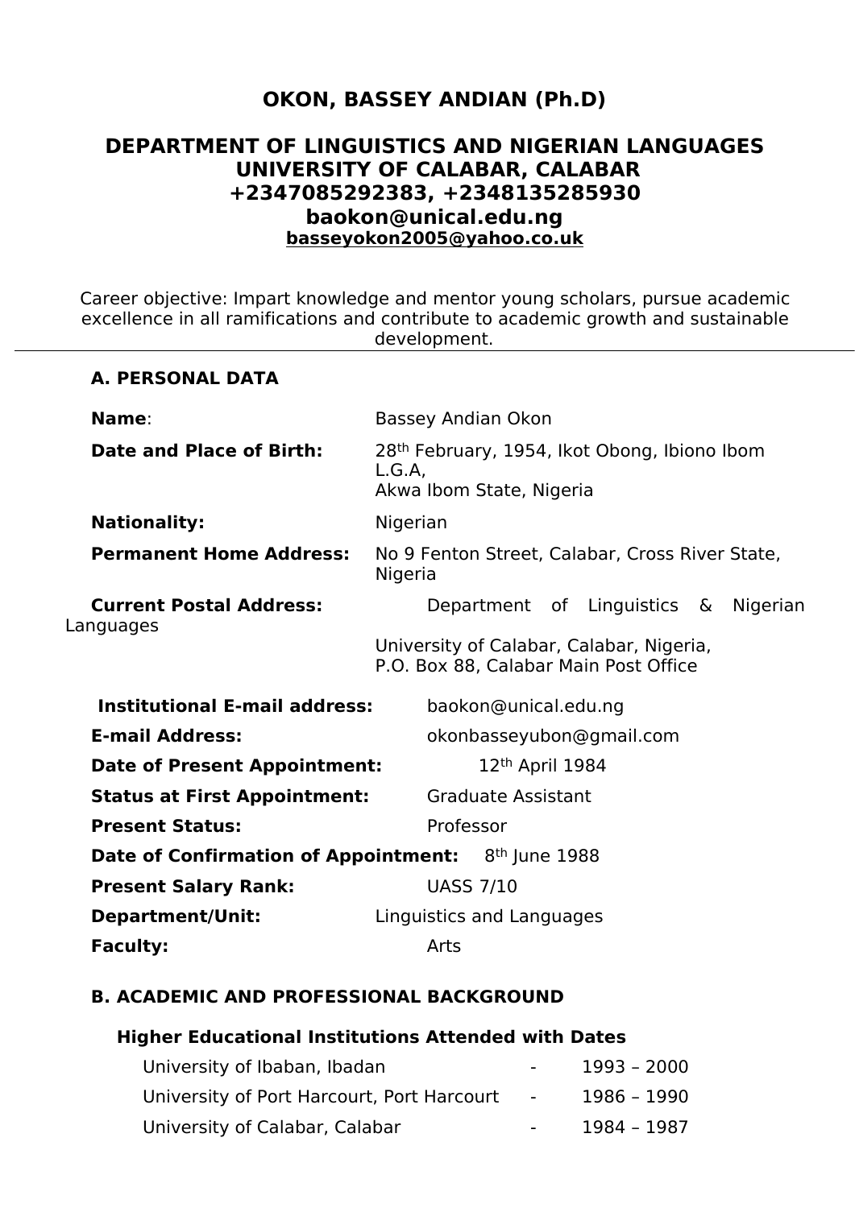# OKON, BASSEY ANDIAN (Ph.D)

## DEPARTMENT OF LINGUISTICS AND NIGERIAN LANGUAGES
## UNIVERSITY OF CALABAR, CALABAR
## +2347085292383, +2348135285930
## baokon@unical.edu.ng
**basseyokon2005@yahoo.co.uk**

Career objective: Impart knowledge and mentor young scholars, pursue academic excellence in all ramifications and contribute to academic growth and sustainable development.

---

### A. PERSONAL DATA

**Name**: Bassey Andian Okon

**Date and Place of Birth:** 28th February, 1954, Ikot Obong, Ibiono Ibom L.G.A, Akwa Ibom State, Nigeria

**Nationality:** Nigerian

**Permanent Home Address:** No 9 Fenton Street, Calabar, Cross River State, Nigeria

**Current Postal Address:** Department of Linguistics & Nigerian Languages
University of Calabar, Calabar, Nigeria,
P.O. Box 88, Calabar Main Post Office

**Institutional E-mail address:** baokon@unical.edu.ng

**E-mail Address:** okonbasseyubon@gmail.com

**Date of Present Appointment:** 12th April 1984

**Status at First Appointment:** Graduate Assistant

**Present Status:** Professor

**Date of Confirmation of Appointment:** 8th June 1988

**Present Salary Rank:** UASS 7/10

**Department/Unit:** Linguistics and Languages

**Faculty:** Arts

### B. ACADEMIC AND PROFESSIONAL BACKGROUND

**Higher Educational Institutions Attended with Dates**

| | | |
|---|---|---|
| University of Ibaban, Ibadan | - | 1993 – 2000 |
| University of Port Harcourt, Port Harcourt | - | 1986 – 1990 |
| University of Calabar, Calabar | - | 1984 – 1987 |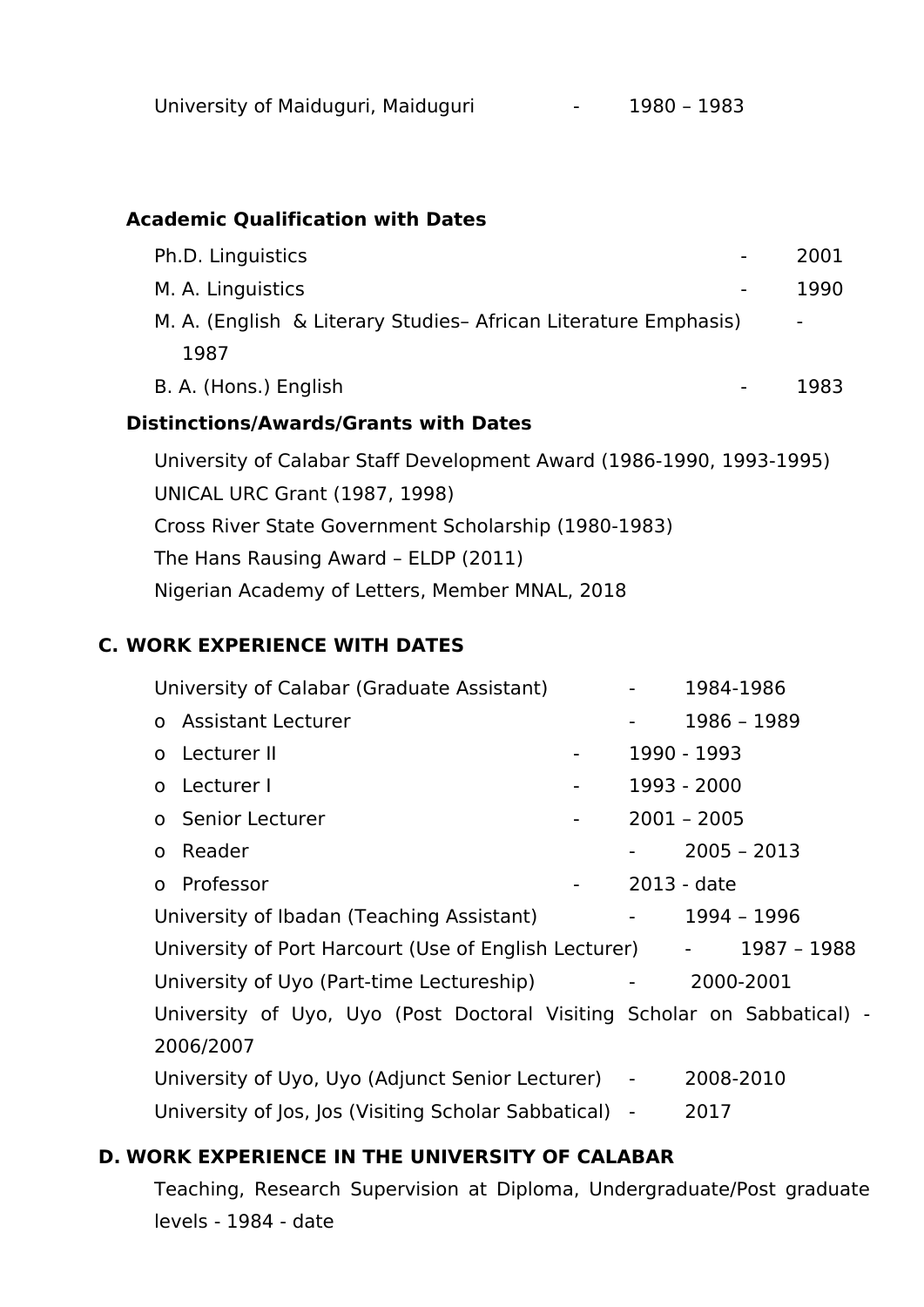University of Maiduguri, Maiduguri - 1980 – 1983

**Academic Qualification with Dates**

Ph.D. Linguistics - 2001

M. A. Linguistics - 1990

M. A. (English & Literary Studies– African Literature Emphasis) - 1987

B. A. (Hons.) English - 1983

**Distinctions/Awards/Grants with Dates**

University of Calabar Staff Development Award (1986-1990, 1993-1995)

UNICAL URC Grant (1987, 1998)

Cross River State Government Scholarship (1980-1983)

The Hans Rausing Award – ELDP (2011)

Nigerian Academy of Letters, Member MNAL, 2018

## C. WORK EXPERIENCE WITH DATES

University of Calabar (Graduate Assistant) - 1984-1986

- Assistant Lecturer - 1986 – 1989
- Lecturer II - 1990 - 1993
- Lecturer I - 1993 - 2000
- Senior Lecturer - 2001 – 2005
- Reader - 2005 – 2013
- Professor - 2013 - date

University of Ibadan (Teaching Assistant) - 1994 – 1996

University of Port Harcourt (Use of English Lecturer) - 1987 – 1988

University of Uyo (Part-time Lectureship) - 2000-2001

University of Uyo, Uyo (Post Doctoral Visiting Scholar on Sabbatical) - 2006/2007

University of Uyo, Uyo (Adjunct Senior Lecturer) - 2008-2010

University of Jos, Jos (Visiting Scholar Sabbatical) - 2017

## D. WORK EXPERIENCE IN THE UNIVERSITY OF CALABAR

Teaching, Research Supervision at Diploma, Undergraduate/Post graduate levels - 1984 - date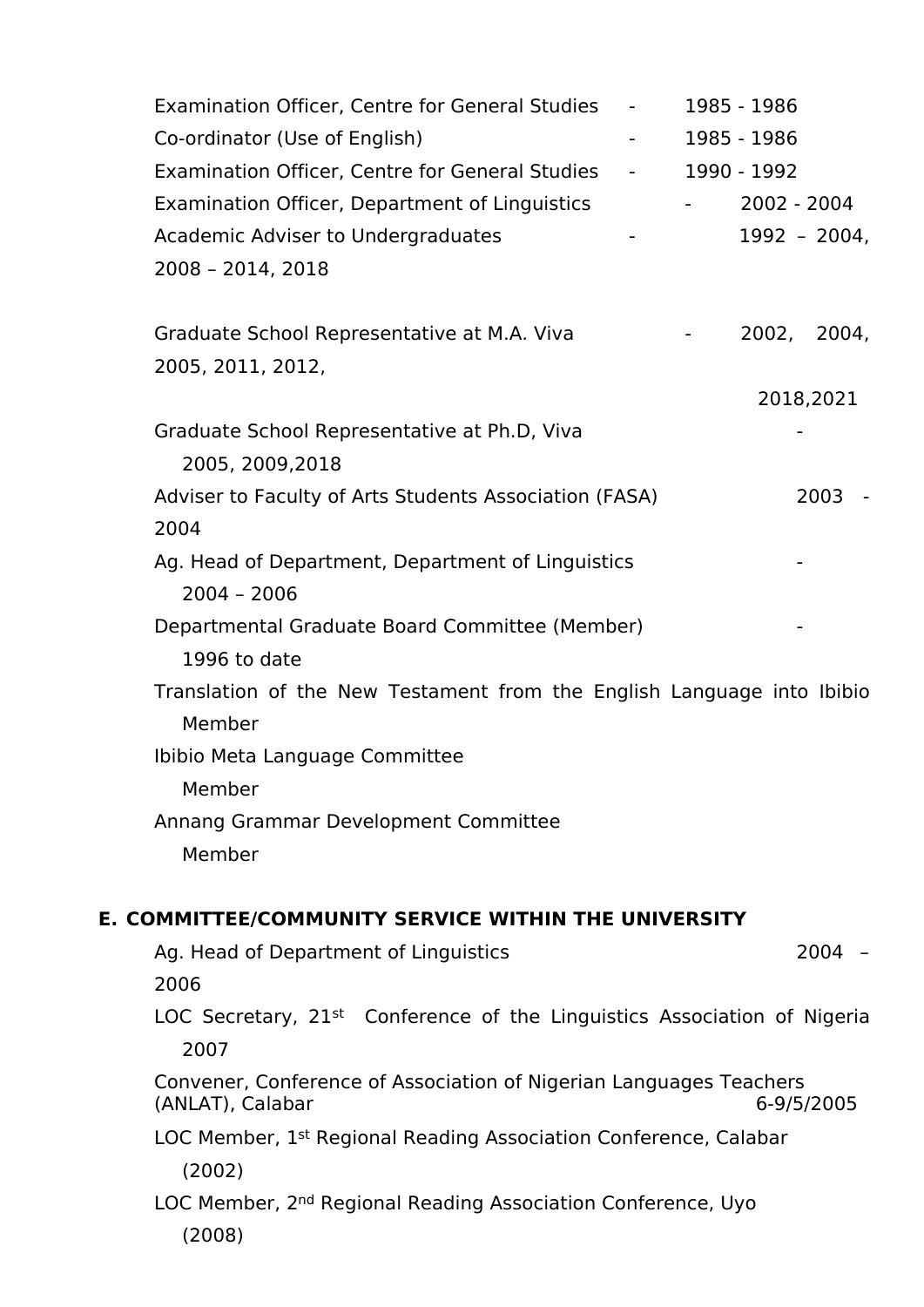Examination Officer, Centre for General Studies - 1985 - 1986

Co-ordinator (Use of English) - 1985 - 1986

Examination Officer, Centre for General Studies - 1990 - 1992

Examination Officer, Department of Linguistics - 2002 - 2004

Academic Adviser to Undergraduates - 1992 – 2004, 2008 – 2014, 2018

Graduate School Representative at M.A. Viva - 2002, 2004, 2005, 2011, 2012, 2018,2021

Graduate School Representative at Ph.D, Viva - 2005, 2009,2018

Adviser to Faculty of Arts Students Association (FASA) 2003 - 2004

Ag. Head of Department, Department of Linguistics - 2004 – 2006

Departmental Graduate Board Committee (Member) - 1996 to date

Translation of the New Testament from the English Language into Ibibio Member

Ibibio Meta Language Committee Member

Annang Grammar Development Committee Member

## E. COMMITTEE/COMMUNITY SERVICE WITHIN THE UNIVERSITY

Ag. Head of Department of Linguistics 2004 – 2006

LOC Secretary, 21st Conference of the Linguistics Association of Nigeria 2007

Convener, Conference of Association of Nigerian Languages Teachers (ANLAT), Calabar 6-9/5/2005

LOC Member, 1st Regional Reading Association Conference, Calabar (2002)

LOC Member, 2nd Regional Reading Association Conference, Uyo (2008)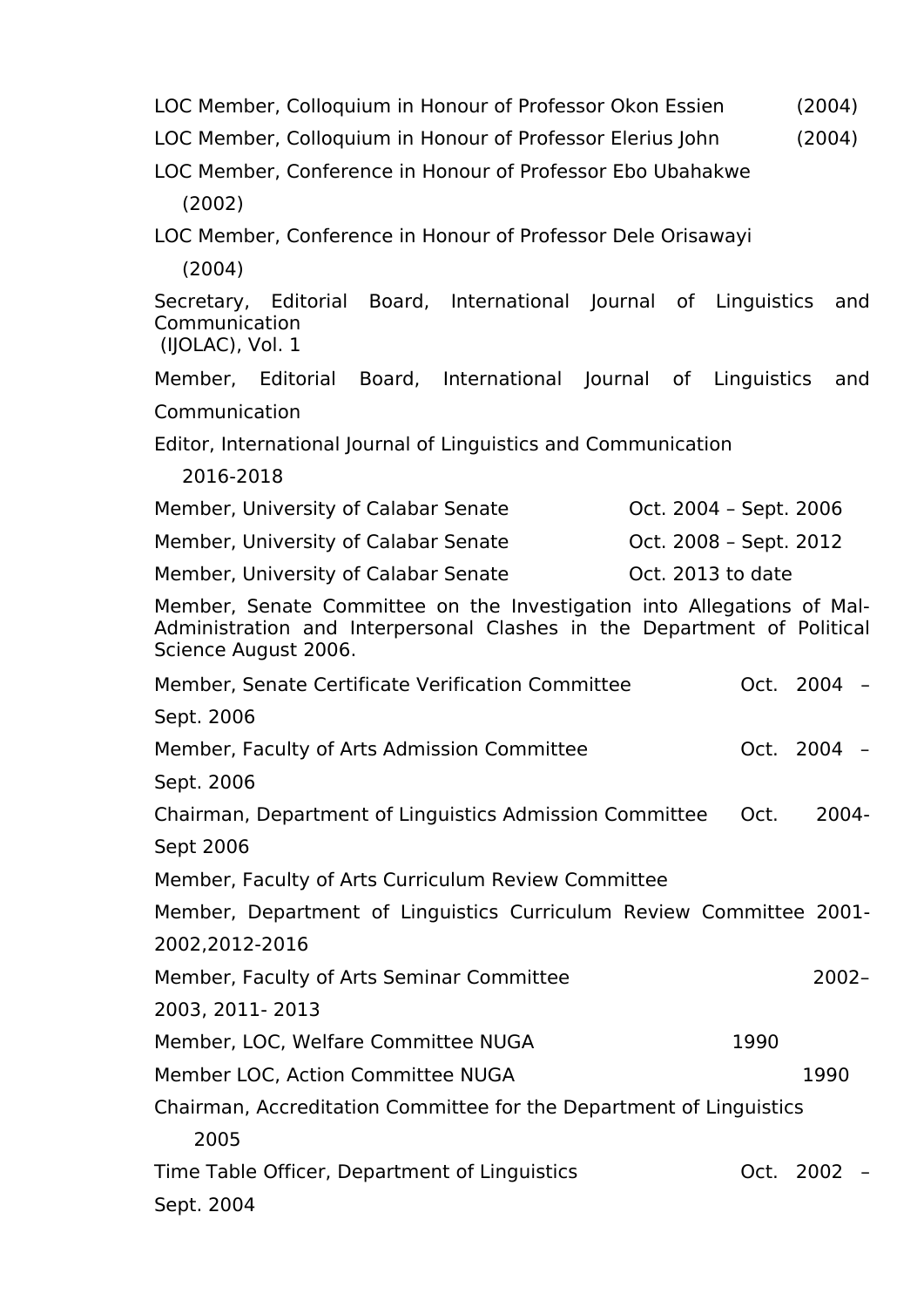LOC Member, Colloquium in Honour of Professor Okon Essien (2004)

LOC Member, Colloquium in Honour of Professor Elerius John (2004)

LOC Member, Conference in Honour of Professor Ebo Ubahakwe (2002)

LOC Member, Conference in Honour of Professor Dele Orisawayi (2004)

Secretary, Editorial Board, International Journal of Linguistics and Communication (IJOLAC), Vol. 1

Member, Editorial Board, International Journal of Linguistics and Communication

Editor, International Journal of Linguistics and Communication 2016-2018

Member, University of Calabar Senate Oct. 2004 – Sept. 2006

Member, University of Calabar Senate Oct. 2008 – Sept. 2012

Member, University of Calabar Senate Oct. 2013 to date

Member, Senate Committee on the Investigation into Allegations of Mal-Administration and Interpersonal Clashes in the Department of Political Science August 2006.

Member, Senate Certificate Verification Committee Oct. 2004 – Sept. 2006

Member, Faculty of Arts Admission Committee Oct. 2004 – Sept. 2006

Chairman, Department of Linguistics Admission Committee Oct. 2004-Sept 2006

Member, Faculty of Arts Curriculum Review Committee

Member, Department of Linguistics Curriculum Review Committee 2001-2002,2012-2016

Member, Faculty of Arts Seminar Committee 2002–2003, 2011- 2013

Member, LOC, Welfare Committee NUGA 1990

Member LOC, Action Committee NUGA 1990

Chairman, Accreditation Committee for the Department of Linguistics 2005

Time Table Officer, Department of Linguistics Oct. 2002 – Sept. 2004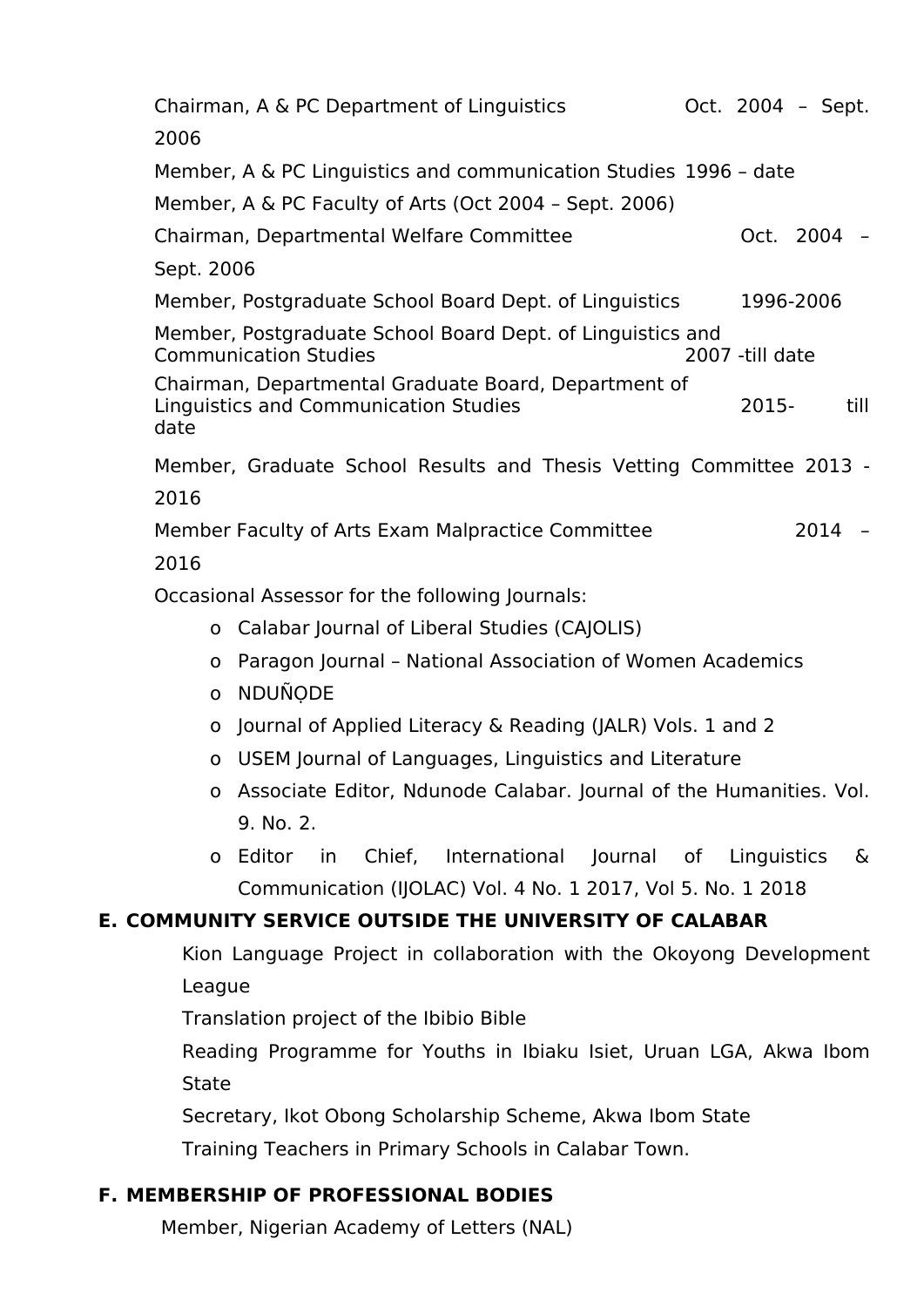Chairman, A & PC Department of Linguistics Oct. 2004 – Sept. 2006

Member, A & PC Linguistics and communication Studies 1996 – date

Member, A & PC Faculty of Arts (Oct 2004 – Sept. 2006)

Chairman, Departmental Welfare Committee Oct. 2004 – Sept. 2006

Member, Postgraduate School Board Dept. of Linguistics 1996-2006

Member, Postgraduate School Board Dept. of Linguistics and Communication Studies 2007 -till date

Chairman, Departmental Graduate Board, Department of Linguistics and Communication Studies 2015- till date

Member, Graduate School Results and Thesis Vetting Committee 2013 - 2016

Member Faculty of Arts Exam Malpractice Committee 2014 – 2016

Occasional Assessor for the following Journals:

- Calabar Journal of Liberal Studies (CAJOLIS)
- Paragon Journal – National Association of Women Academics
- NDUÑỌDE
- Journal of Applied Literacy & Reading (JALR) Vols. 1 and 2
- USEM Journal of Languages, Linguistics and Literature
- Associate Editor, Ndunode Calabar. Journal of the Humanities. Vol. 9. No. 2.
- Editor in Chief, International Journal of Linguistics & Communication (IJOLAC) Vol. 4 No. 1 2017, Vol 5. No. 1 2018

## E. COMMUNITY SERVICE OUTSIDE THE UNIVERSITY OF CALABAR

Kion Language Project in collaboration with the Okoyong Development League

Translation project of the Ibibio Bible

Reading Programme for Youths in Ibiaku Isiet, Uruan LGA, Akwa Ibom State

Secretary, Ikot Obong Scholarship Scheme, Akwa Ibom State

Training Teachers in Primary Schools in Calabar Town.

## F. MEMBERSHIP OF PROFESSIONAL BODIES

Member, Nigerian Academy of Letters (NAL)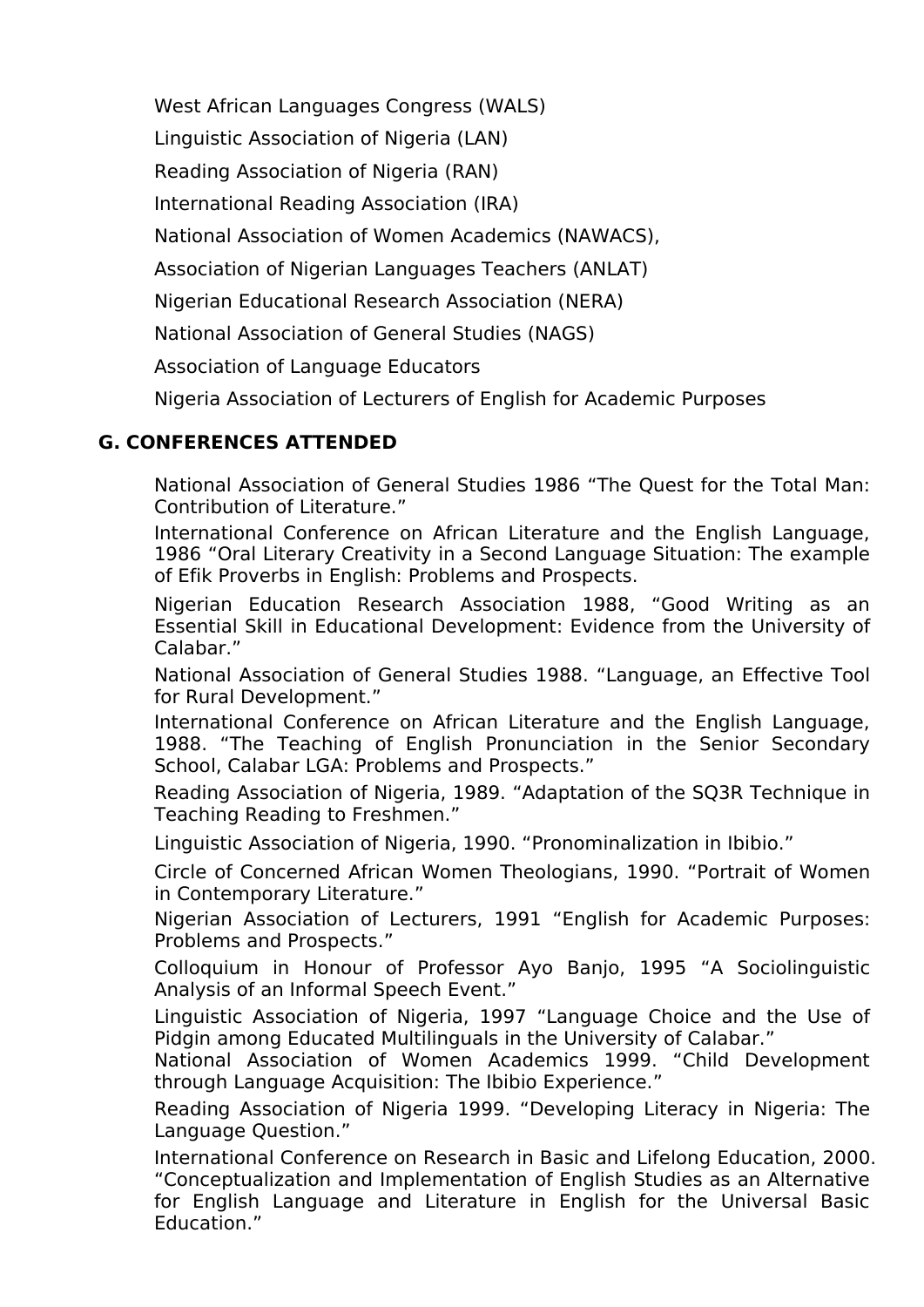West African Languages Congress (WALS)

Linguistic Association of Nigeria (LAN)

Reading Association of Nigeria (RAN)

International Reading Association (IRA)

National Association of Women Academics (NAWACS),

Association of Nigerian Languages Teachers (ANLAT)

Nigerian Educational Research Association (NERA)

National Association of General Studies (NAGS)

Association of Language Educators

Nigeria Association of Lecturers of English for Academic Purposes

## G. CONFERENCES ATTENDED

National Association of General Studies 1986 "The Quest for the Total Man: Contribution of Literature."

International Conference on African Literature and the English Language, 1986 "Oral Literary Creativity in a Second Language Situation: The example of Efik Proverbs in English: Problems and Prospects.

Nigerian Education Research Association 1988, "Good Writing as an Essential Skill in Educational Development: Evidence from the University of Calabar."

National Association of General Studies 1988. "Language, an Effective Tool for Rural Development."

International Conference on African Literature and the English Language, 1988. "The Teaching of English Pronunciation in the Senior Secondary School, Calabar LGA: Problems and Prospects."

Reading Association of Nigeria, 1989. "Adaptation of the SQ3R Technique in Teaching Reading to Freshmen."

Linguistic Association of Nigeria, 1990. "Pronominalization in Ibibio."

Circle of Concerned African Women Theologians, 1990. "Portrait of Women in Contemporary Literature."

Nigerian Association of Lecturers, 1991 "English for Academic Purposes: Problems and Prospects."

Colloquium in Honour of Professor Ayo Banjo, 1995 "A Sociolinguistic Analysis of an Informal Speech Event."

Linguistic Association of Nigeria, 1997 "Language Choice and the Use of Pidgin among Educated Multilinguals in the University of Calabar."

National Association of Women Academics 1999. "Child Development through Language Acquisition: The Ibibio Experience."

Reading Association of Nigeria 1999. "Developing Literacy in Nigeria: The Language Question."

International Conference on Research in Basic and Lifelong Education, 2000. "Conceptualization and Implementation of English Studies as an Alternative for English Language and Literature in English for the Universal Basic Education."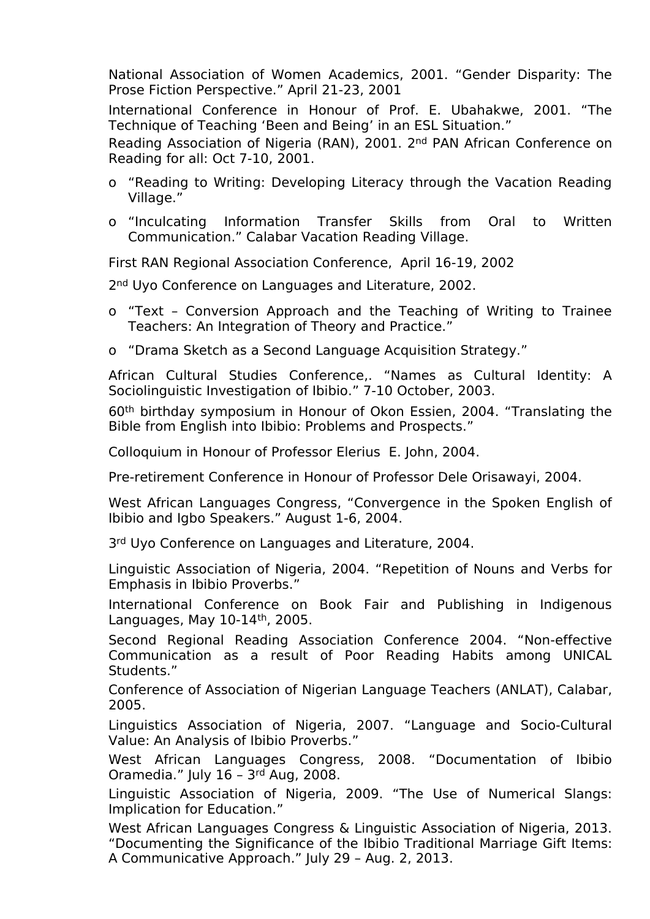National Association of Women Academics, 2001. “Gender Disparity: The Prose Fiction Perspective.” April 21-23, 2001

International Conference in Honour of Prof. E. Ubahakwe, 2001. “The Technique of Teaching ‘Been and Being’ in an ESL Situation.”

Reading Association of Nigeria (RAN), 2001. 2nd PAN African Conference on Reading for all: Oct 7-10, 2001.

- “Reading to Writing: Developing Literacy through the Vacation Reading Village.”
- “Inculcating Information Transfer Skills from Oral to Written Communication.” Calabar Vacation Reading Village.

First RAN Regional Association Conference, April 16-19, 2002

2nd Uyo Conference on Languages and Literature, 2002.

- “Text – Conversion Approach and the Teaching of Writing to Trainee Teachers: An Integration of Theory and Practice.”
- “Drama Sketch as a Second Language Acquisition Strategy.”

African Cultural Studies Conference,. “Names as Cultural Identity: A Sociolinguistic Investigation of Ibibio.” 7-10 October, 2003.

60th birthday symposium in Honour of Okon Essien, 2004. “Translating the Bible from English into Ibibio: Problems and Prospects.”

Colloquium in Honour of Professor Elerius E. John, 2004.

Pre-retirement Conference in Honour of Professor Dele Orisawayi, 2004.

West African Languages Congress, “Convergence in the Spoken English of Ibibio and Igbo Speakers.” August 1-6, 2004.

3rd Uyo Conference on Languages and Literature, 2004.

Linguistic Association of Nigeria, 2004. “Repetition of Nouns and Verbs for Emphasis in Ibibio Proverbs.”

International Conference on Book Fair and Publishing in Indigenous Languages, May 10-14th, 2005.

Second Regional Reading Association Conference 2004. “Non-effective Communication as a result of Poor Reading Habits among UNICAL Students.”

Conference of Association of Nigerian Language Teachers (ANLAT), Calabar, 2005.

Linguistics Association of Nigeria, 2007. “Language and Socio-Cultural Value: An Analysis of Ibibio Proverbs.”

West African Languages Congress, 2008. “Documentation of Ibibio Oramedia.” July 16 – 3rd Aug, 2008.

Linguistic Association of Nigeria, 2009. “The Use of Numerical Slangs: Implication for Education.”

West African Languages Congress & Linguistic Association of Nigeria, 2013. “Documenting the Significance of the Ibibio Traditional Marriage Gift Items: A Communicative Approach.” July 29 – Aug. 2, 2013.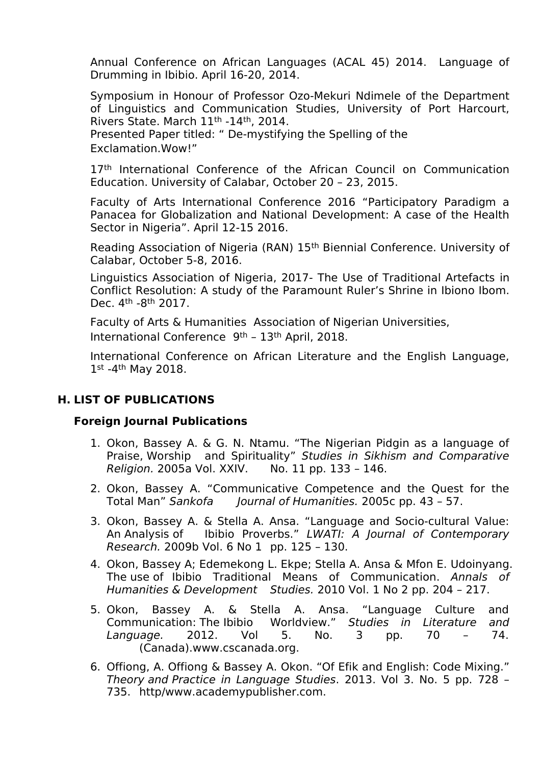Annual Conference on African Languages (ACAL 45) 2014. Language of Drumming in Ibibio. April 16-20, 2014.

Symposium in Honour of Professor Ozo-Mekuri Ndimele of the Department of Linguistics and Communication Studies, University of Port Harcourt, Rivers State. March 11th -14th, 2014.
Presented Paper titled: " De-mystifying the Spelling of the Exclamation.Wow!"

17th International Conference of the African Council on Communication Education. University of Calabar, October 20 – 23, 2015.

Faculty of Arts International Conference 2016 "Participatory Paradigm a Panacea for Globalization and National Development: A case of the Health Sector in Nigeria". April 12-15 2016.

Reading Association of Nigeria (RAN) 15th Biennial Conference. University of Calabar, October 5-8, 2016.

Linguistics Association of Nigeria, 2017- The Use of Traditional Artefacts in Conflict Resolution: A study of the Paramount Ruler's Shrine in Ibiono Ibom. Dec. 4th -8th 2017.

Faculty of Arts & Humanities Association of Nigerian Universities, International Conference 9th – 13th April, 2018.

International Conference on African Literature and the English Language, 1st -4th May 2018.

## H. LIST OF PUBLICATIONS

### Foreign Journal Publications

1. Okon, Bassey A. & G. N. Ntamu. "The Nigerian Pidgin as a language of Praise, Worship and Spirituality" *Studies in Sikhism and Comparative Religion.* 2005a Vol. XXIV. No. 11 pp. 133 – 146.
2. Okon, Bassey A. "Communicative Competence and the Quest for the Total Man" *Sankofa Journal of Humanities.* 2005c pp. 43 – 57.
3. Okon, Bassey A. & Stella A. Ansa. "Language and Socio-cultural Value: An Analysis of Ibibio Proverbs." *LWATI: A Journal of Contemporary Research.* 2009b Vol. 6 No 1 pp. 125 – 130.
4. Okon, Bassey A; Edemekong L. Ekpe; Stella A. Ansa & Mfon E. Udoinyang. The use of Ibibio Traditional Means of Communication. *Annals of Humanities & Development Studies.* 2010 Vol. 1 No 2 pp. 204 – 217.
5. Okon, Bassey A. & Stella A. Ansa. "Language Culture and Communication: The Ibibio Worldview." *Studies in Literature and Language.* 2012. Vol 5. No. 3 pp. 70 – 74. (Canada).www.cscanada.org.
6. Offiong, A. Offiong & Bassey A. Okon. "Of Efik and English: Code Mixing." *Theory and Practice in Language Studies*. 2013. Vol 3. No. 5 pp. 728 – 735. http/www.academypublisher.com.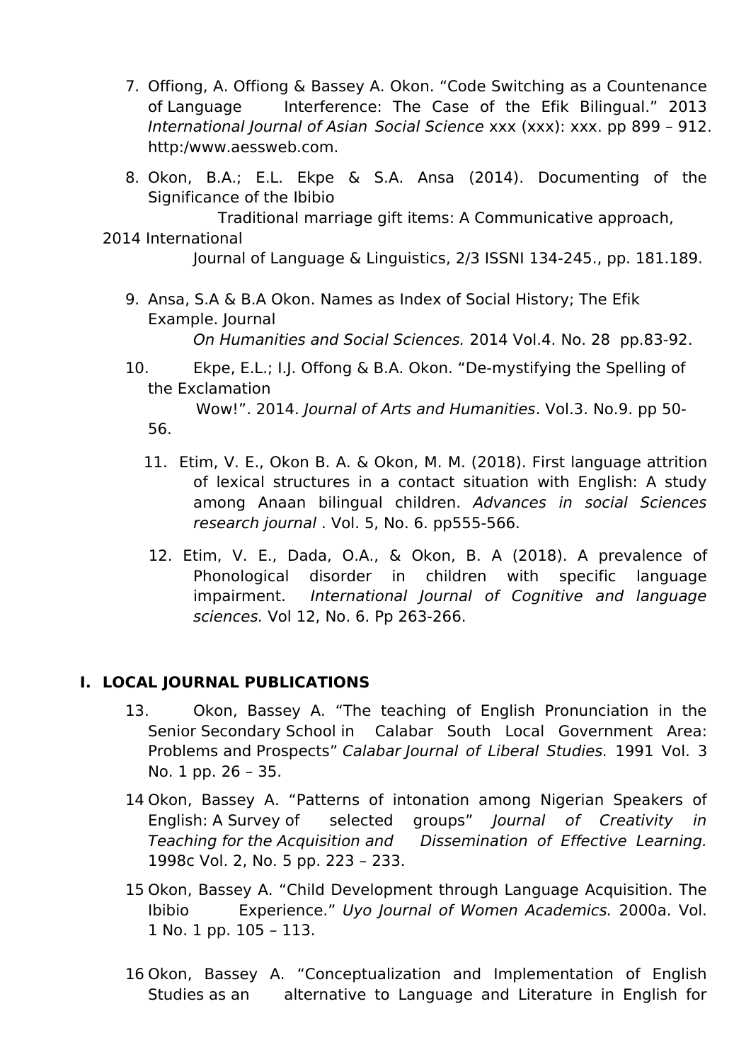7. Offiong, A. Offiong & Bassey A. Okon. “Code Switching as a Countenance of Language Interference: The Case of the Efik Bilingual.” 2013 *International Journal of Asian Social Science* xxx (xxx): xxx. pp 899 – 912. http:/www.aessweb.com.

8. Okon, B.A.; E.L. Ekpe & S.A. Ansa (2014). Documenting of the Significance of the Ibibio Traditional marriage gift items: A Communicative approach, 2014 International Journal of Language & Linguistics, 2/3 ISSNI 134-245., pp. 181.189.

9. Ansa, S.A & B.A Okon. Names as Index of Social History; The Efik Example. Journal *On Humanities and Social Sciences.* 2014 Vol.4. No. 28 pp.83-92.

10. Ekpe, E.L.; I.J. Offong & B.A. Okon. “De-mystifying the Spelling of the Exclamation Wow!”. 2014. *Journal of Arts and Humanities*. Vol.3. No.9. pp 50-56.

11. Etim, V. E., Okon B. A. & Okon, M. M. (2018). First language attrition of lexical structures in a contact situation with English: A study among Anaan bilingual children. *Advances in social Sciences research journal* . Vol. 5, No. 6. pp555-566.

12. Etim, V. E., Dada, O.A., & Okon, B. A (2018). A prevalence of Phonological disorder in children with specific language impairment. *International Journal of Cognitive and language sciences.* Vol 12, No. 6. Pp 263-266.

## I. LOCAL JOURNAL PUBLICATIONS

13. Okon, Bassey A. “The teaching of English Pronunciation in the Senior Secondary School in Calabar South Local Government Area: Problems and Prospects” *Calabar Journal of Liberal Studies.* 1991 Vol. 3 No. 1 pp. 26 – 35.

14 Okon, Bassey A. “Patterns of intonation among Nigerian Speakers of English: A Survey of selected groups” *Journal of Creativity in Teaching for the Acquisition and Dissemination of Effective Learning.* 1998c Vol. 2, No. 5 pp. 223 – 233.

15 Okon, Bassey A. “Child Development through Language Acquisition. The Ibibio Experience.” *Uyo Journal of Women Academics.* 2000a. Vol. 1 No. 1 pp. 105 – 113.

16 Okon, Bassey A. “Conceptualization and Implementation of English Studies as an alternative to Language and Literature in English for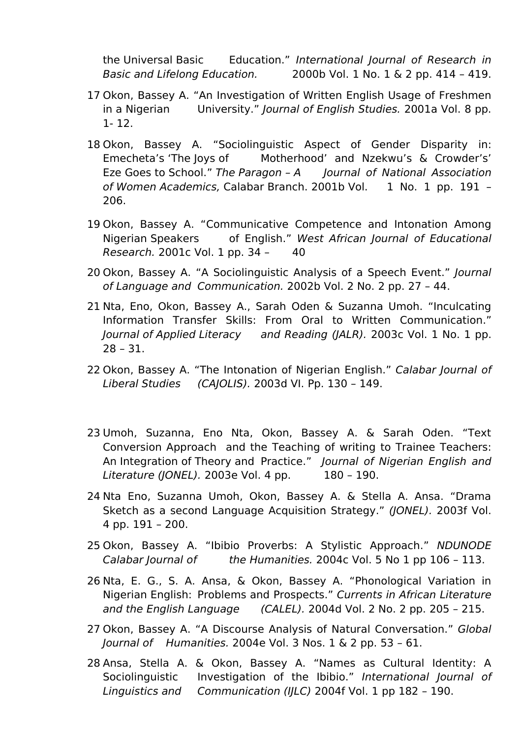the Universal Basic Education." *International Journal of Research in Basic and Lifelong Education.* 2000b Vol. 1 No. 1 & 2 pp. 414 – 419.

17 Okon, Bassey A. "An Investigation of Written English Usage of Freshmen in a Nigerian University." *Journal of English Studies.* 2001a Vol. 8 pp. 1- 12.

18 Okon, Bassey A. "Sociolinguistic Aspect of Gender Disparity in: Emecheta's 'The Joys of Motherhood' and Nzekwu's & Crowder's' Eze Goes to School." *The Paragon – A Journal of National Association of Women Academics,* Calabar Branch. 2001b Vol. 1 No. 1 pp. 191 – 206.

19 Okon, Bassey A. "Communicative Competence and Intonation Among Nigerian Speakers of English." *West African Journal of Educational Research.* 2001c Vol. 1 pp. 34 – 40

20 Okon, Bassey A. "A Sociolinguistic Analysis of a Speech Event." *Journal of Language and Communication.* 2002b Vol. 2 No. 2 pp. 27 – 44.

21 Nta, Eno, Okon, Bassey A., Sarah Oden & Suzanna Umoh. "Inculcating Information Transfer Skills: From Oral to Written Communication." *Journal of Applied Literacy and Reading (JALR).* 2003c Vol. 1 No. 1 pp. 28 – 31.

22 Okon, Bassey A. "The Intonation of Nigerian English." *Calabar Journal of Liberal Studies (CAJOLIS).* 2003d VI. Pp. 130 – 149.

23 Umoh, Suzanna, Eno Nta, Okon, Bassey A. & Sarah Oden. "Text Conversion Approach and the Teaching of writing to Trainee Teachers: An Integration of Theory and Practice." *Journal of Nigerian English and Literature (JONEL).* 2003e Vol. 4 pp. 180 – 190.

24 Nta Eno, Suzanna Umoh, Okon, Bassey A. & Stella A. Ansa. "Drama Sketch as a second Language Acquisition Strategy." *(JONEL).* 2003f Vol. 4 pp. 191 – 200.

25 Okon, Bassey A. "Ibibio Proverbs: A Stylistic Approach." *NDUNODE Calabar Journal of the Humanities.* 2004c Vol. 5 No 1 pp 106 – 113.

26 Nta, E. G., S. A. Ansa, & Okon, Bassey A. "Phonological Variation in Nigerian English: Problems and Prospects." *Currents in African Literature and the English Language (CALEL).* 2004d Vol. 2 No. 2 pp. 205 – 215.

27 Okon, Bassey A. "A Discourse Analysis of Natural Conversation." *Global Journal of Humanities.* 2004e Vol. 3 Nos. 1 & 2 pp. 53 – 61.

28 Ansa, Stella A. & Okon, Bassey A. "Names as Cultural Identity: A Sociolinguistic Investigation of the Ibibio." *International Journal of Linguistics and Communication (IJLC)* 2004f Vol. 1 pp 182 – 190.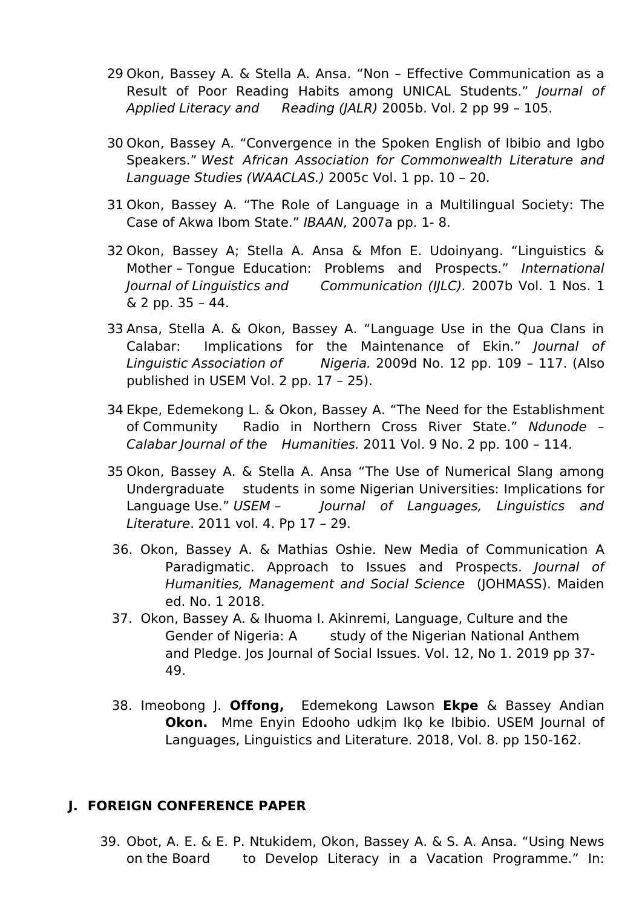29 Okon, Bassey A. & Stella A. Ansa. "Non – Effective Communication as a Result of Poor Reading Habits among UNICAL Students." *Journal of Applied Literacy and Reading (JALR)* 2005b. Vol. 2 pp 99 – 105.

30 Okon, Bassey A. "Convergence in the Spoken English of Ibibio and Igbo Speakers." *West African Association for Commonwealth Literature and Language Studies (WAACLAS.)* 2005c Vol. 1 pp. 10 – 20.

31 Okon, Bassey A. "The Role of Language in a Multilingual Society: The Case of Akwa Ibom State." *IBAAN,* 2007a pp. 1- 8.

32 Okon, Bassey A; Stella A. Ansa & Mfon E. Udoinyang. "Linguistics & Mother – Tongue Education: Problems and Prospects." *International Journal of Linguistics and Communication (IJLC).* 2007b Vol. 1 Nos. 1 & 2 pp. 35 – 44.

33 Ansa, Stella A. & Okon, Bassey A. "Language Use in the Qua Clans in Calabar: Implications for the Maintenance of Ekin." *Journal of Linguistic Association of Nigeria.* 2009d No. 12 pp. 109 – 117. (Also published in USEM Vol. 2 pp. 17 – 25).

34 Ekpe, Edemekong L. & Okon, Bassey A. "The Need for the Establishment of Community Radio in Northern Cross River State." *Ndunode – Calabar Journal of the Humanities.* 2011 Vol. 9 No. 2 pp. 100 – 114.

35 Okon, Bassey A. & Stella A. Ansa "The Use of Numerical Slang among Undergraduate students in some Nigerian Universities: Implications for Language Use." *USEM – Journal of Languages, Linguistics and Literature*. 2011 vol. 4. Pp 17 – 29.

36. Okon, Bassey A. & Mathias Oshie. New Media of Communication A Paradigmatic. Approach to Issues and Prospects. *Journal of Humanities, Management and Social Science* (JOHMASS). Maiden ed. No. 1 2018.

37. Okon, Bassey A. & Ihuoma I. Akinremi, Language, Culture and the Gender of Nigeria: A study of the Nigerian National Anthem and Pledge. Jos Journal of Social Issues. Vol. 12, No 1. 2019 pp 37-49.

38. Imeobong J. **Offong,** Edemekong Lawson **Ekpe** & Bassey Andian **Okon.** Mme Enyin Edooho udkịm Ikọ ke Ibibio. USEM Journal of Languages, Linguistics and Literature. 2018, Vol. 8. pp 150-162.

## J. FOREIGN CONFERENCE PAPER

39. Obot, A. E. & E. P. Ntukidem, Okon, Bassey A. & S. A. Ansa. "Using News on the Board to Develop Literacy in a Vacation Programme." In: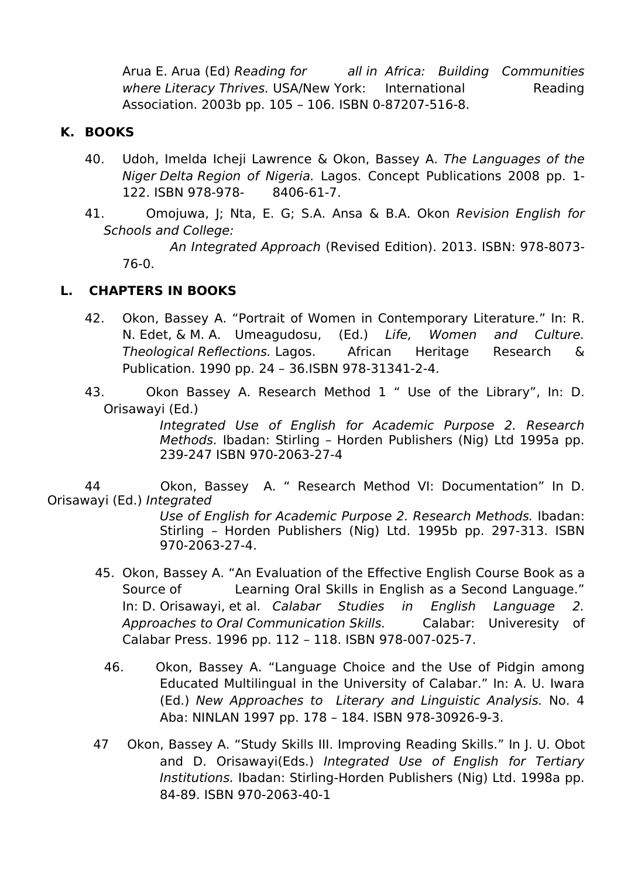Arua E. Arua (Ed) *Reading for all in Africa: Building Communities where Literacy Thrives.* USA/New York: International Reading Association. 2003b pp. 105 – 106. ISBN 0-87207-516-8.

**K. BOOKS**

40. Udoh, Imelda Icheji Lawrence & Okon, Bassey A. *The Languages of the Niger Delta Region of Nigeria.* Lagos. Concept Publications 2008 pp. 1-122. ISBN 978-978- 8406-61-7.

41. Omojuwa, J; Nta, E. G; S.A. Ansa & B.A. Okon *Revision English for Schools and College: An Integrated Approach* (Revised Edition). 2013. ISBN: 978-8073-76-0.

**L. CHAPTERS IN BOOKS**

42. Okon, Bassey A. "Portrait of Women in Contemporary Literature." In: R. N. Edet, & M. A. Umeagudosu, (Ed.) *Life, Women and Culture. Theological Reflections.* Lagos. African Heritage Research & Publication. 1990 pp. 24 – 36.ISBN 978-31341-2-4.

43. Okon Bassey A. Research Method 1 " Use of the Library", In: D. Orisawayi (Ed.) *Integrated Use of English for Academic Purpose 2. Research Methods.* Ibadan: Stirling – Horden Publishers (Nig) Ltd 1995a pp. 239-247 ISBN 970-2063-27-4

44 Okon, Bassey A. " Research Method VI: Documentation" In D. Orisawayi (Ed.) *Integrated Use of English for Academic Purpose 2. Research Methods.* Ibadan: Stirling – Horden Publishers (Nig) Ltd. 1995b pp. 297-313. ISBN 970-2063-27-4.

45. Okon, Bassey A. "An Evaluation of the Effective English Course Book as a Source of Learning Oral Skills in English as a Second Language." In: D. Orisawayi, et al. *Calabar Studies in English Language 2. Approaches to Oral Communication Skills.* Calabar: Univeresity of Calabar Press. 1996 pp. 112 – 118. ISBN 978-007-025-7.

46. Okon, Bassey A. "Language Choice and the Use of Pidgin among Educated Multilingual in the University of Calabar." In: A. U. Iwara (Ed.) *New Approaches to Literary and Linguistic Analysis.* No. 4 Aba: NINLAN 1997 pp. 178 – 184. ISBN 978-30926-9-3.

47 Okon, Bassey A. "Study Skills III. Improving Reading Skills." In J. U. Obot and D. Orisawayi(Eds.) *Integrated Use of English for Tertiary Institutions.* Ibadan: Stirling-Horden Publishers (Nig) Ltd. 1998a pp. 84-89. ISBN 970-2063-40-1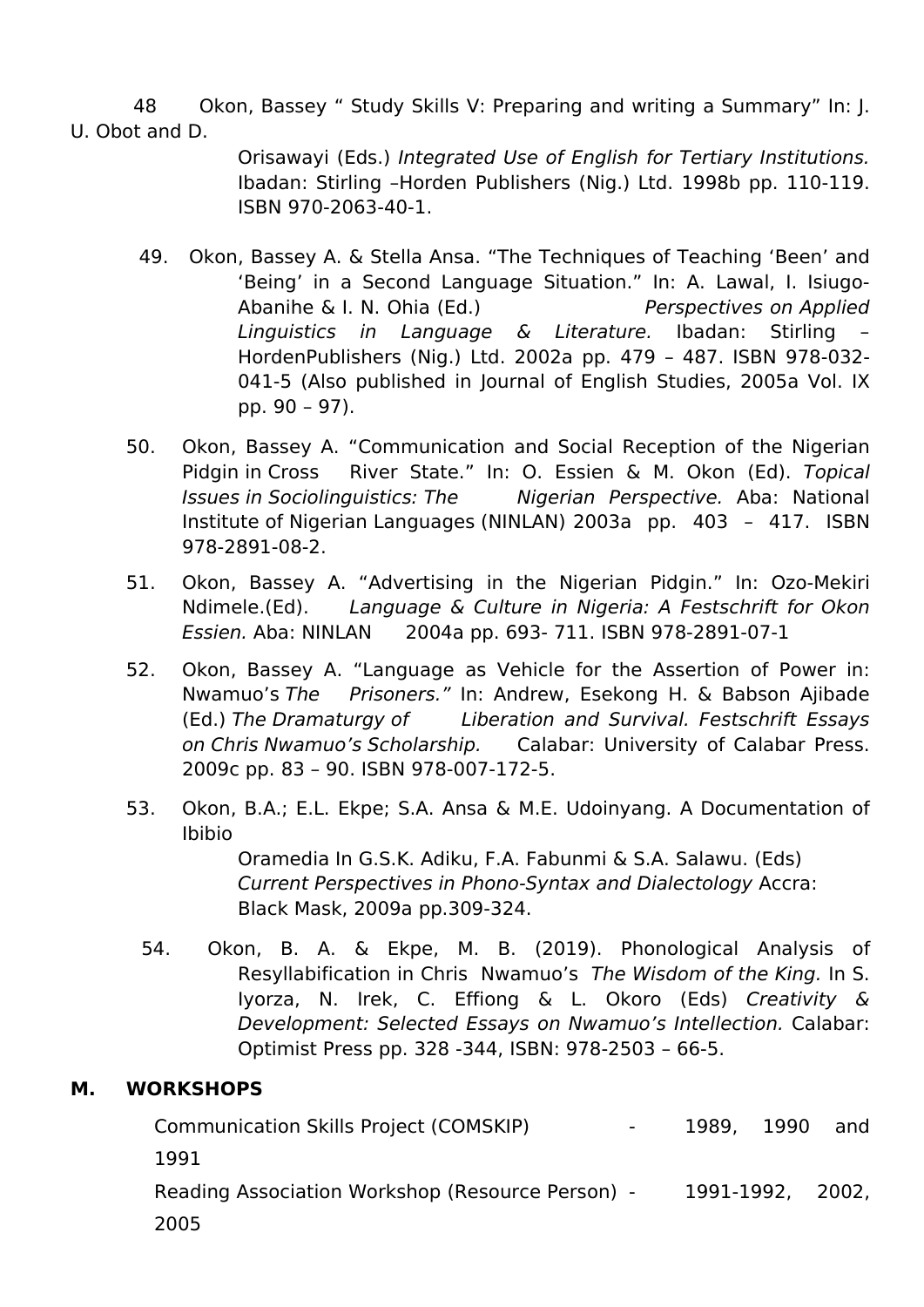48. Okon, Bassey " Study Skills V: Preparing and writing a Summary" In: J. U. Obot and D. Orisawayi (Eds.) *Integrated Use of English for Tertiary Institutions.* Ibadan: Stirling –Horden Publishers (Nig.) Ltd. 1998b pp. 110-119. ISBN 970-2063-40-1.

49. Okon, Bassey A. & Stella Ansa. "The Techniques of Teaching 'Been' and 'Being' in a Second Language Situation." In: A. Lawal, I. Isiugo-Abanihe & I. N. Ohia (Ed.) *Perspectives on Applied Linguistics in Language & Literature.* Ibadan: Stirling – HordenPublishers (Nig.) Ltd. 2002a pp. 479 – 487. ISBN 978-032-041-5 (Also published in Journal of English Studies, 2005a Vol. IX pp. 90 – 97).

50. Okon, Bassey A. "Communication and Social Reception of the Nigerian Pidgin in Cross River State." In: O. Essien & M. Okon (Ed). *Topical Issues in Sociolinguistics: The Nigerian Perspective.* Aba: National Institute of Nigerian Languages (NINLAN) 2003a pp. 403 – 417. ISBN 978-2891-08-2.

51. Okon, Bassey A. "Advertising in the Nigerian Pidgin." In: Ozo-Mekiri Ndimele.(Ed). *Language & Culture in Nigeria: A Festschrift for Okon Essien.* Aba: NINLAN 2004a pp. 693- 711. ISBN 978-2891-07-1

52. Okon, Bassey A. "Language as Vehicle for the Assertion of Power in: Nwamuo's *The Prisoners."* In: Andrew, Esekong H. & Babson Ajibade (Ed.) *The Dramaturgy of Liberation and Survival. Festschrift Essays on Chris Nwamuo's Scholarship.* Calabar: University of Calabar Press. 2009c pp. 83 – 90. ISBN 978-007-172-5.

53. Okon, B.A.; E.L. Ekpe; S.A. Ansa & M.E. Udoinyang. A Documentation of Ibibio Oramedia In G.S.K. Adiku, F.A. Fabunmi & S.A. Salawu. (Eds) *Current Perspectives in Phono-Syntax and Dialectology* Accra: Black Mask, 2009a pp.309-324.

54. Okon, B. A. & Ekpe, M. B. (2019). Phonological Analysis of Resyllabification in Chris Nwamuo's *The Wisdom of the King.* In S. Iyorza, N. Irek, C. Effiong & L. Okoro (Eds) *Creativity & Development: Selected Essays on Nwamuo's Intellection.* Calabar: Optimist Press pp. 328 -344, ISBN: 978-2503 – 66-5.

## M. WORKSHOPS

Communication Skills Project (COMSKIP) - 1989, 1990 and 1991

Reading Association Workshop (Resource Person) - 1991-1992, 2002, 2005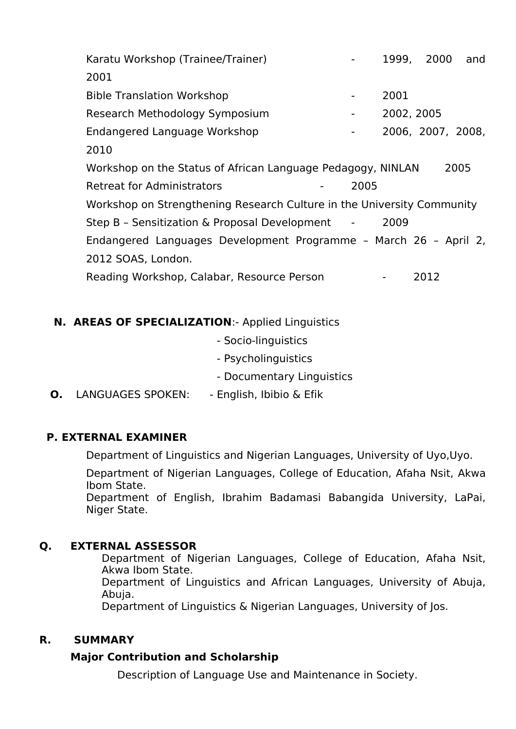Karatu Workshop (Trainee/Trainer) - 1999, 2000 and 2001

Bible Translation Workshop - 2001

Research Methodology Symposium - 2002, 2005

Endangered Language Workshop - 2006, 2007, 2008, 2010

Workshop on the Status of African Language Pedagogy, NINLAN 2005

Retreat for Administrators - 2005

Workshop on Strengthening Research Culture in the University Community

Step B – Sensitization & Proposal Development - 2009

Endangered Languages Development Programme – March 26 – April 2, 2012 SOAS, London.

Reading Workshop, Calabar, Resource Person - 2012

**N. AREAS OF SPECIALIZATION**:- Applied Linguistics
- Socio-linguistics
- Psycholinguistics
- Documentary Linguistics

**O.** LANGUAGES SPOKEN: - English, Ibibio & Efik

**P. EXTERNAL EXAMINER**

Department of Linguistics and Nigerian Languages, University of Uyo,Uyo.

Department of Nigerian Languages, College of Education, Afaha Nsit, Akwa Ibom State.

Department of English, Ibrahim Badamasi Babangida University, LaPai, Niger State.

**Q. EXTERNAL ASSESSOR**

Department of Nigerian Languages, College of Education, Afaha Nsit, Akwa Ibom State.

Department of Linguistics and African Languages, University of Abuja, Abuja.

Department of Linguistics & Nigerian Languages, University of Jos.

**R. SUMMARY**

**Major Contribution and Scholarship**

Description of Language Use and Maintenance in Society.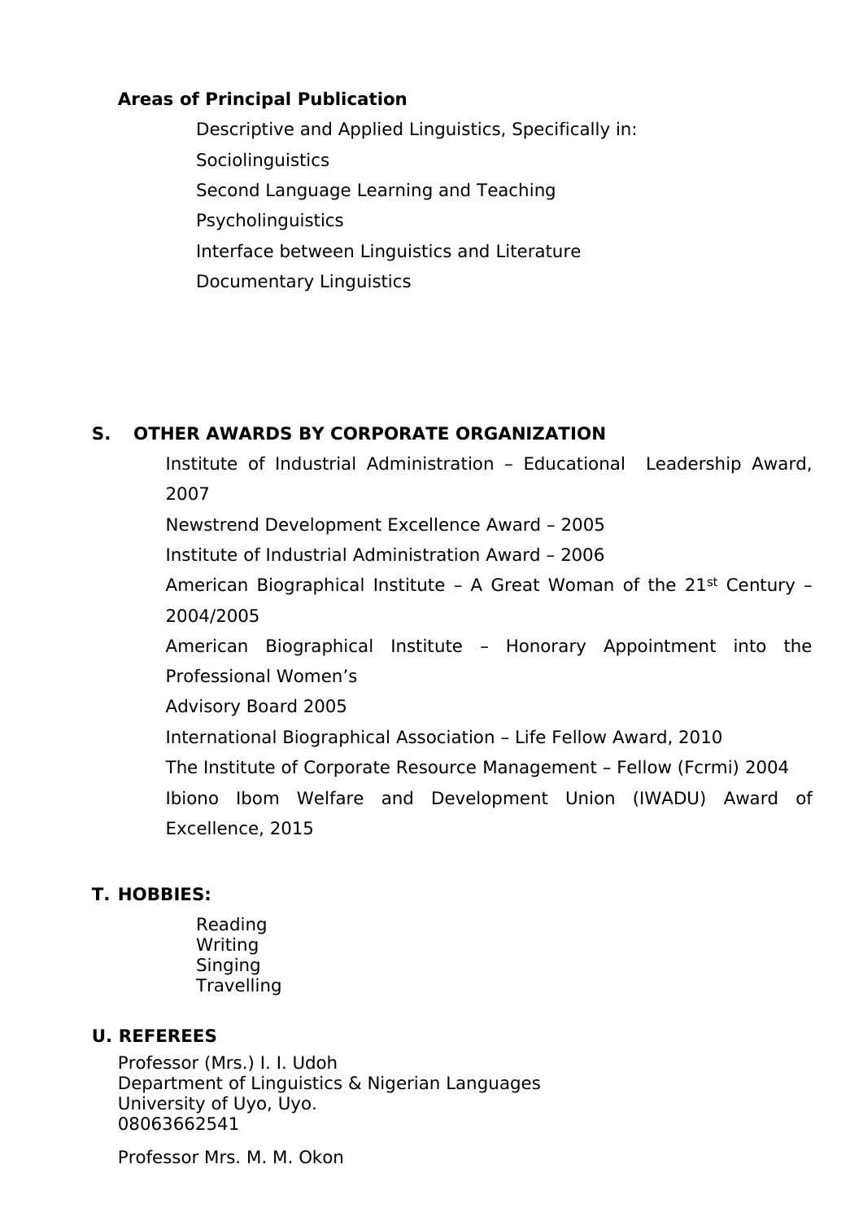**Areas of Principal Publication**

Descriptive and Applied Linguistics, Specifically in:

Sociolinguistics

Second Language Learning and Teaching

Psycholinguistics

Interface between Linguistics and Literature

Documentary Linguistics

## S. OTHER AWARDS BY CORPORATE ORGANIZATION

Institute of Industrial Administration – Educational Leadership Award, 2007

Newstrend Development Excellence Award – 2005

Institute of Industrial Administration Award – 2006

American Biographical Institute – A Great Woman of the 21st Century – 2004/2005

American Biographical Institute – Honorary Appointment into the Professional Women's

Advisory Board 2005

International Biographical Association – Life Fellow Award, 2010

The Institute of Corporate Resource Management – Fellow (Fcrmi) 2004

Ibiono Ibom Welfare and Development Union (IWADU) Award of Excellence, 2015

## T. HOBBIES:

Reading
Writing
Singing
Travelling

## U. REFEREES

Professor (Mrs.) I. I. Udoh
Department of Linguistics & Nigerian Languages
University of Uyo, Uyo.
08063662541

Professor Mrs. M. M. Okon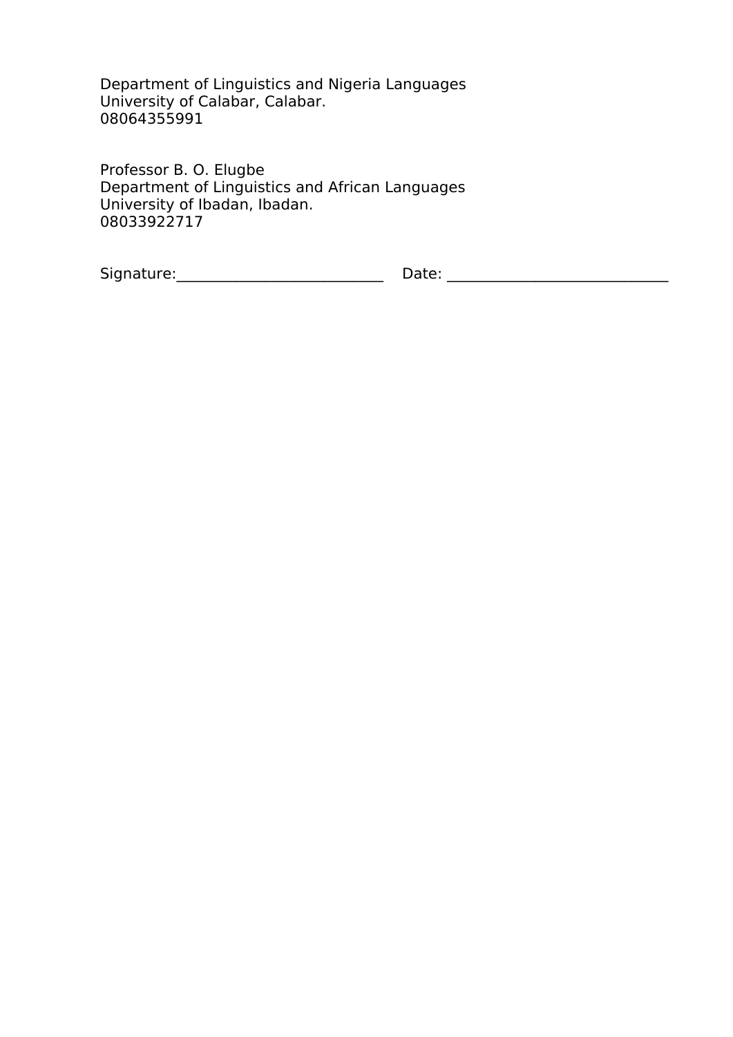Department of Linguistics and Nigeria Languages
University of Calabar, Calabar.
08064355991

Professor B. O. Elugbe
Department of Linguistics and African Languages
University of Ibadan, Ibadan.
08033922717

Signature:___________________________ Date: _____________________________